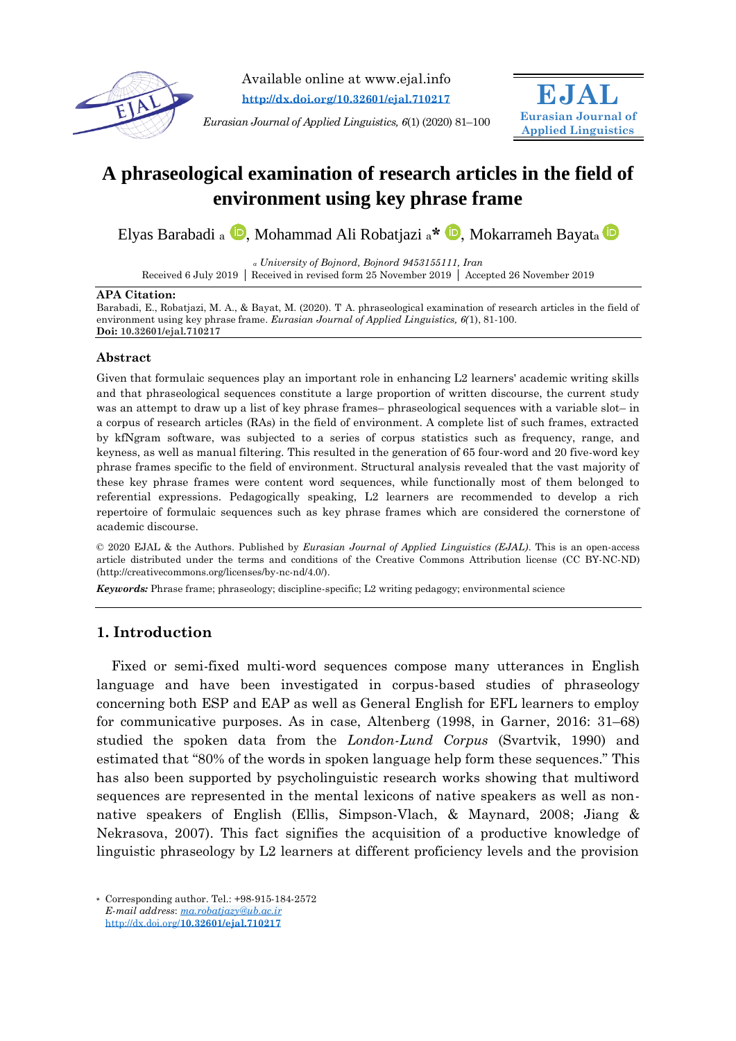Available online at www.ejal.info

**http://dx.doi.org/10.32601/ejal.710217**

*Eurasian Journal of Applied Linguistics, 6*(1) (2020) 81–100

**EJAL**
**Eurasian Journal of Applied Linguistics**

# A phraseological examination of research articles in the field of environment using key phrase frame

Elyas Barabadi [a], Mohammad Ali Robatjazi [a]*, Mokarrameh Bayat[a]

[a] *University of Bojnord, Bojnord 9453155111, Iran*

Received 6 July 2019 | Received in revised form 25 November 2019 | Accepted 26 November 2019

**APA Citation:**
Barabadi, E., Robatjazi, M. A., & Bayat, M. (2020). T A. phraseological examination of research articles in the field of environment using key phrase frame. *Eurasian Journal of Applied Linguistics, 6(*1), 81-100.
**Doi: 10.32601/ejal.710217**

## Abstract

Given that formulaic sequences play an important role in enhancing L2 learners' academic writing skills and that phraseological sequences constitute a large proportion of written discourse, the current study was an attempt to draw up a list of key phrase frames– phraseological sequences with a variable slot– in a corpus of research articles (RAs) in the field of environment. A complete list of such frames, extracted by kfNgram software, was subjected to a series of corpus statistics such as frequency, range, and keyness, as well as manual filtering. This resulted in the generation of 65 four-word and 20 five-word key phrase frames specific to the field of environment. Structural analysis revealed that the vast majority of these key phrase frames were content word sequences, while functionally most of them belonged to referential expressions. Pedagogically speaking, L2 learners are recommended to develop a rich repertoire of formulaic sequences such as key phrase frames which are considered the cornerstone of academic discourse.

© 2020 EJAL & the Authors. Published by *Eurasian Journal of Applied Linguistics (EJAL)*. This is an open-access article distributed under the terms and conditions of the Creative Commons Attribution license (CC BY-NC-ND) (http://creativecommons.org/licenses/by-nc-nd/4.0/).

***Keywords:*** Phrase frame; phraseology; discipline-specific; L2 writing pedagogy; environmental science

## 1. Introduction

Fixed or semi-fixed multi-word sequences compose many utterances in English language and have been investigated in corpus-based studies of phraseology concerning both ESP and EAP as well as General English for EFL learners to employ for communicative purposes. As in case, Altenberg (1998, in Garner, 2016: 31–68) studied the spoken data from the *London-Lund Corpus* (Svartvik, 1990) and estimated that "80% of the words in spoken language help form these sequences." This has also been supported by psycholinguistic research works showing that multiword sequences are represented in the mental lexicons of native speakers as well as non-native speakers of English (Ellis, Simpson-Vlach, & Maynard, 2008; Jiang & Nekrasova, 2007). This fact signifies the acquisition of a productive knowledge of linguistic phraseology by L2 learners at different proficiency levels and the provision

\* Corresponding author. Tel.: +98-915-184-2572
*E-mail address*: *ma.robatjazy@ub.ac.ir*
http://dx.doi.org/**10.32601/ejal.710217**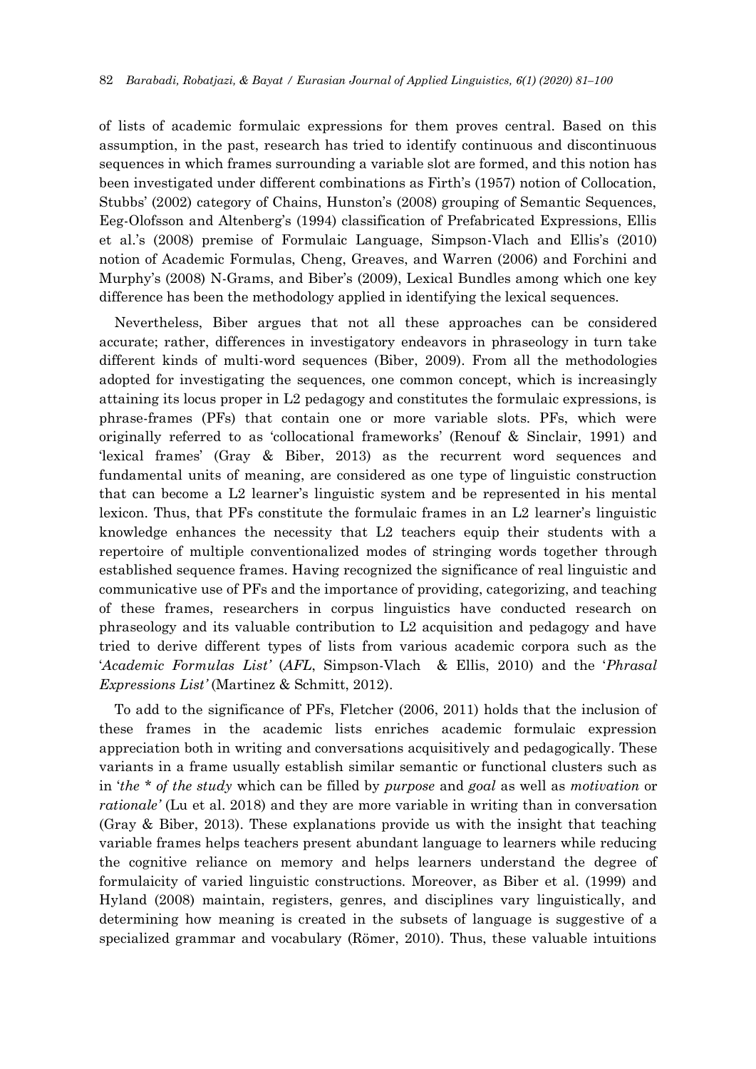of lists of academic formulaic expressions for them proves central. Based on this assumption, in the past, research has tried to identify continuous and discontinuous sequences in which frames surrounding a variable slot are formed, and this notion has been investigated under different combinations as Firth's (1957) notion of Collocation, Stubbs' (2002) category of Chains, Hunston's (2008) grouping of Semantic Sequences, Eeg-Olofsson and Altenberg's (1994) classification of Prefabricated Expressions, Ellis et al.'s (2008) premise of Formulaic Language, Simpson-Vlach and Ellis's (2010) notion of Academic Formulas, Cheng, Greaves, and Warren (2006) and Forchini and Murphy's (2008) N-Grams, and Biber's (2009), Lexical Bundles among which one key difference has been the methodology applied in identifying the lexical sequences.

Nevertheless, Biber argues that not all these approaches can be considered accurate; rather, differences in investigatory endeavors in phraseology in turn take different kinds of multi-word sequences (Biber, 2009). From all the methodologies adopted for investigating the sequences, one common concept, which is increasingly attaining its locus proper in L2 pedagogy and constitutes the formulaic expressions, is phrase-frames (PFs) that contain one or more variable slots. PFs, which were originally referred to as 'collocational frameworks' (Renouf & Sinclair, 1991) and 'lexical frames' (Gray & Biber, 2013) as the recurrent word sequences and fundamental units of meaning, are considered as one type of linguistic construction that can become a L2 learner's linguistic system and be represented in his mental lexicon. Thus, that PFs constitute the formulaic frames in an L2 learner's linguistic knowledge enhances the necessity that L2 teachers equip their students with a repertoire of multiple conventionalized modes of stringing words together through established sequence frames. Having recognized the significance of real linguistic and communicative use of PFs and the importance of providing, categorizing, and teaching of these frames, researchers in corpus linguistics have conducted research on phraseology and its valuable contribution to L2 acquisition and pedagogy and have tried to derive different types of lists from various academic corpora such as the '*Academic Formulas List'* (*AFL*, Simpson-Vlach & Ellis, 2010) and the '*Phrasal Expressions List'* (Martinez & Schmitt, 2012).

To add to the significance of PFs, Fletcher (2006, 2011) holds that the inclusion of these frames in the academic lists enriches academic formulaic expression appreciation both in writing and conversations acquisitively and pedagogically. These variants in a frame usually establish similar semantic or functional clusters such as in '*the * of the study* which can be filled by *purpose* and *goal* as well as *motivation* or *rationale'* (Lu et al. 2018) and they are more variable in writing than in conversation (Gray & Biber, 2013). These explanations provide us with the insight that teaching variable frames helps teachers present abundant language to learners while reducing the cognitive reliance on memory and helps learners understand the degree of formulaicity of varied linguistic constructions. Moreover, as Biber et al. (1999) and Hyland (2008) maintain, registers, genres, and disciplines vary linguistically, and determining how meaning is created in the subsets of language is suggestive of a specialized grammar and vocabulary (Römer, 2010). Thus, these valuable intuitions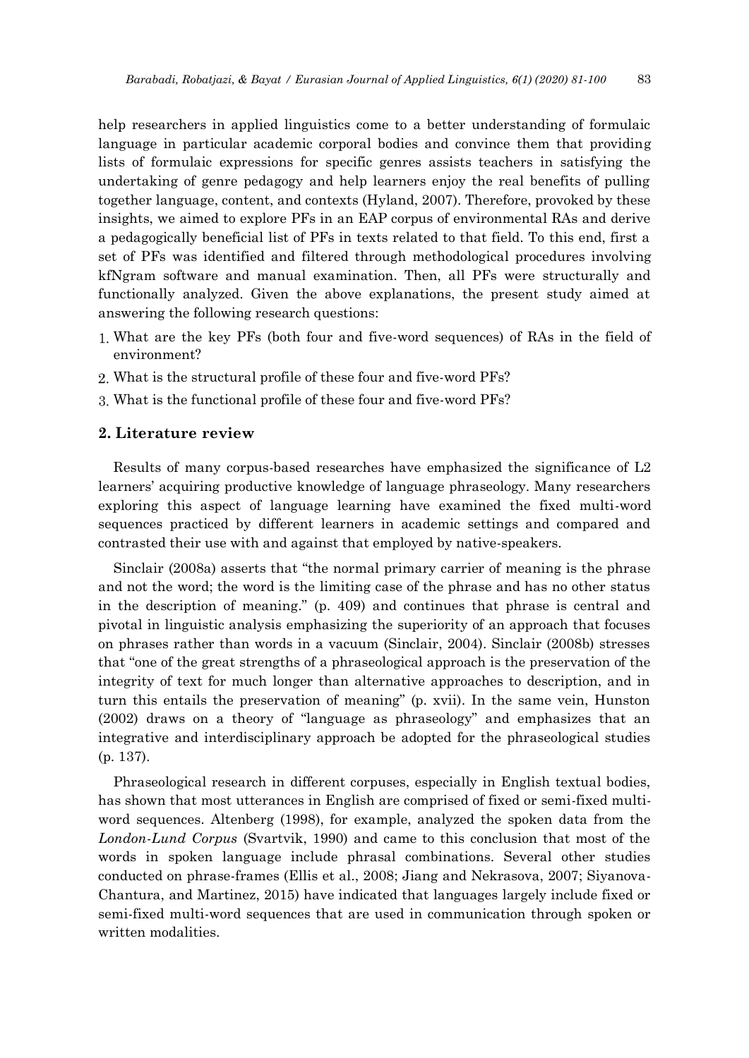help researchers in applied linguistics come to a better understanding of formulaic language in particular academic corporal bodies and convince them that providing lists of formulaic expressions for specific genres assists teachers in satisfying the undertaking of genre pedagogy and help learners enjoy the real benefits of pulling together language, content, and contexts (Hyland, 2007). Therefore, provoked by these insights, we aimed to explore PFs in an EAP corpus of environmental RAs and derive a pedagogically beneficial list of PFs in texts related to that field. To this end, first a set of PFs was identified and filtered through methodological procedures involving kfNgram software and manual examination. Then, all PFs were structurally and functionally analyzed. Given the above explanations, the present study aimed at answering the following research questions:

1. What are the key PFs (both four and five-word sequences) of RAs in the field of environment?
2. What is the structural profile of these four and five-word PFs?
3. What is the functional profile of these four and five-word PFs?

## 2. Literature review

Results of many corpus-based researches have emphasized the significance of L2 learners' acquiring productive knowledge of language phraseology. Many researchers exploring this aspect of language learning have examined the fixed multi-word sequences practiced by different learners in academic settings and compared and contrasted their use with and against that employed by native-speakers.

Sinclair (2008a) asserts that "the normal primary carrier of meaning is the phrase and not the word; the word is the limiting case of the phrase and has no other status in the description of meaning." (p. 409) and continues that phrase is central and pivotal in linguistic analysis emphasizing the superiority of an approach that focuses on phrases rather than words in a vacuum (Sinclair, 2004). Sinclair (2008b) stresses that "one of the great strengths of a phraseological approach is the preservation of the integrity of text for much longer than alternative approaches to description, and in turn this entails the preservation of meaning" (p. xvii). In the same vein, Hunston (2002) draws on a theory of "language as phraseology" and emphasizes that an integrative and interdisciplinary approach be adopted for the phraseological studies (p. 137).

Phraseological research in different corpuses, especially in English textual bodies, has shown that most utterances in English are comprised of fixed or semi-fixed multi-word sequences. Altenberg (1998), for example, analyzed the spoken data from the *London-Lund Corpus* (Svartvik, 1990) and came to this conclusion that most of the words in spoken language include phrasal combinations. Several other studies conducted on phrase-frames (Ellis et al., 2008; Jiang and Nekrasova, 2007; Siyanova-Chantura, and Martinez, 2015) have indicated that languages largely include fixed or semi-fixed multi-word sequences that are used in communication through spoken or written modalities.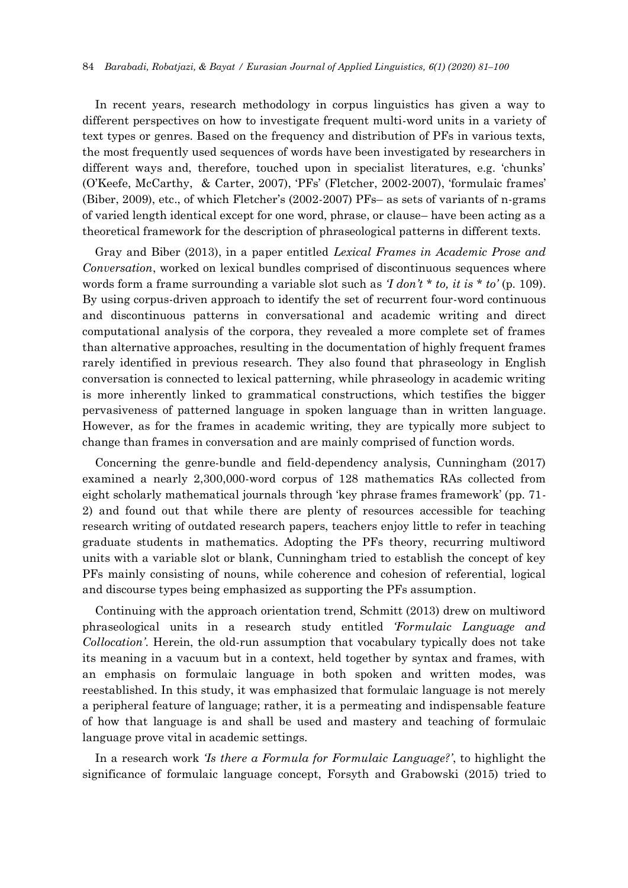In recent years, research methodology in corpus linguistics has given a way to different perspectives on how to investigate frequent multi-word units in a variety of text types or genres. Based on the frequency and distribution of PFs in various texts, the most frequently used sequences of words have been investigated by researchers in different ways and, therefore, touched upon in specialist literatures, e.g. 'chunks' (O'Keefe, McCarthy, & Carter, 2007), 'PFs' (Fletcher, 2002-2007), 'formulaic frames' (Biber, 2009), etc., of which Fletcher's (2002-2007) PFs– as sets of variants of n-grams of varied length identical except for one word, phrase, or clause– have been acting as a theoretical framework for the description of phraseological patterns in different texts.

Gray and Biber (2013), in a paper entitled *Lexical Frames in Academic Prose and Conversation*, worked on lexical bundles comprised of discontinuous sequences where words form a frame surrounding a variable slot such as *'I don't * to, it is * to'* (p. 109). By using corpus-driven approach to identify the set of recurrent four-word continuous and discontinuous patterns in conversational and academic writing and direct computational analysis of the corpora, they revealed a more complete set of frames than alternative approaches, resulting in the documentation of highly frequent frames rarely identified in previous research. They also found that phraseology in English conversation is connected to lexical patterning, while phraseology in academic writing is more inherently linked to grammatical constructions, which testifies the bigger pervasiveness of patterned language in spoken language than in written language. However, as for the frames in academic writing, they are typically more subject to change than frames in conversation and are mainly comprised of function words.

Concerning the genre-bundle and field-dependency analysis, Cunningham (2017) examined a nearly 2,300,000-word corpus of 128 mathematics RAs collected from eight scholarly mathematical journals through 'key phrase frames framework' (pp. 71-2) and found out that while there are plenty of resources accessible for teaching research writing of outdated research papers, teachers enjoy little to refer in teaching graduate students in mathematics. Adopting the PFs theory, recurring multiword units with a variable slot or blank, Cunningham tried to establish the concept of key PFs mainly consisting of nouns, while coherence and cohesion of referential, logical and discourse types being emphasized as supporting the PFs assumption.

Continuing with the approach orientation trend, Schmitt (2013) drew on multiword phraseological units in a research study entitled *'Formulaic Language and Collocation'*. Herein, the old-run assumption that vocabulary typically does not take its meaning in a vacuum but in a context, held together by syntax and frames, with an emphasis on formulaic language in both spoken and written modes, was reestablished. In this study, it was emphasized that formulaic language is not merely a peripheral feature of language; rather, it is a permeating and indispensable feature of how that language is and shall be used and mastery and teaching of formulaic language prove vital in academic settings.

In a research work *'Is there a Formula for Formulaic Language?'*, to highlight the significance of formulaic language concept, Forsyth and Grabowski (2015) tried to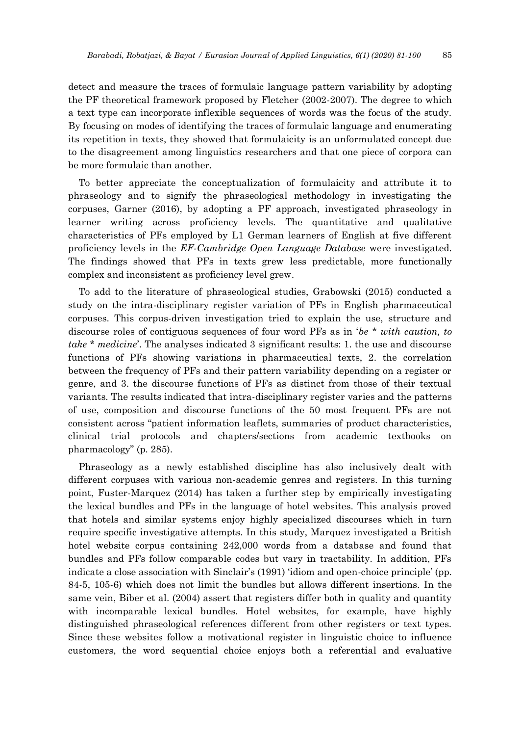detect and measure the traces of formulaic language pattern variability by adopting the PF theoretical framework proposed by Fletcher (2002-2007). The degree to which a text type can incorporate inflexible sequences of words was the focus of the study. By focusing on modes of identifying the traces of formulaic language and enumerating its repetition in texts, they showed that formulaicity is an unformulated concept due to the disagreement among linguistics researchers and that one piece of corpora can be more formulaic than another.

To better appreciate the conceptualization of formulaicity and attribute it to phraseology and to signify the phraseological methodology in investigating the corpuses, Garner (2016), by adopting a PF approach, investigated phraseology in learner writing across proficiency levels. The quantitative and qualitative characteristics of PFs employed by L1 German learners of English at five different proficiency levels in the *EF-Cambridge Open Language Database* were investigated. The findings showed that PFs in texts grew less predictable, more functionally complex and inconsistent as proficiency level grew.

To add to the literature of phraseological studies, Grabowski (2015) conducted a study on the intra-disciplinary register variation of PFs in English pharmaceutical corpuses. This corpus-driven investigation tried to explain the use, structure and discourse roles of contiguous sequences of four word PFs as in '*be * with caution, to take * medicine*'. The analyses indicated 3 significant results: 1. the use and discourse functions of PFs showing variations in pharmaceutical texts, 2. the correlation between the frequency of PFs and their pattern variability depending on a register or genre, and 3. the discourse functions of PFs as distinct from those of their textual variants. The results indicated that intra-disciplinary register varies and the patterns of use, composition and discourse functions of the 50 most frequent PFs are not consistent across "patient information leaflets, summaries of product characteristics, clinical trial protocols and chapters/sections from academic textbooks on pharmacology" (p. 285).

Phraseology as a newly established discipline has also inclusively dealt with different corpuses with various non-academic genres and registers. In this turning point, Fuster-Marquez (2014) has taken a further step by empirically investigating the lexical bundles and PFs in the language of hotel websites. This analysis proved that hotels and similar systems enjoy highly specialized discourses which in turn require specific investigative attempts. In this study, Marquez investigated a British hotel website corpus containing 242,000 words from a database and found that bundles and PFs follow comparable codes but vary in tractability. In addition, PFs indicate a close association with Sinclair's (1991) 'idiom and open-choice principle' (pp. 84-5, 105-6) which does not limit the bundles but allows different insertions. In the same vein, Biber et al. (2004) assert that registers differ both in quality and quantity with incomparable lexical bundles. Hotel websites, for example, have highly distinguished phraseological references different from other registers or text types. Since these websites follow a motivational register in linguistic choice to influence customers, the word sequential choice enjoys both a referential and evaluative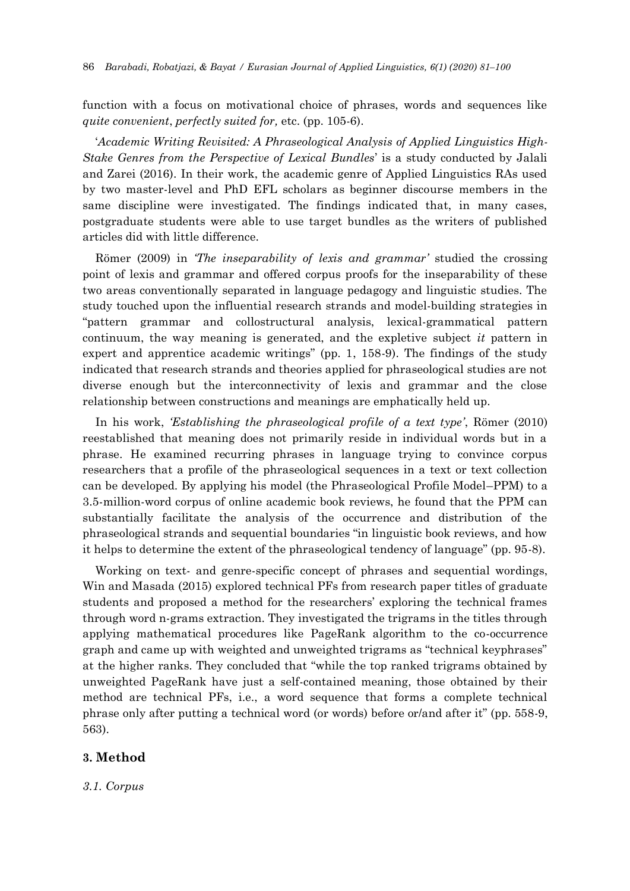function with a focus on motivational choice of phrases, words and sequences like *quite convenient*, *perfectly suited for,* etc. (pp. 105-6).

'*Academic Writing Revisited: A Phraseological Analysis of Applied Linguistics High-Stake Genres from the Perspective of Lexical Bundles*' is a study conducted by Jalali and Zarei (2016). In their work, the academic genre of Applied Linguistics RAs used by two master-level and PhD EFL scholars as beginner discourse members in the same discipline were investigated. The findings indicated that, in many cases, postgraduate students were able to use target bundles as the writers of published articles did with little difference.

Römer (2009) in *'The inseparability of lexis and grammar'* studied the crossing point of lexis and grammar and offered corpus proofs for the inseparability of these two areas conventionally separated in language pedagogy and linguistic studies. The study touched upon the influential research strands and model-building strategies in "pattern grammar and collostructural analysis, lexical-grammatical pattern continuum, the way meaning is generated, and the expletive subject *it* pattern in expert and apprentice academic writings" (pp. 1, 158-9). The findings of the study indicated that research strands and theories applied for phraseological studies are not diverse enough but the interconnectivity of lexis and grammar and the close relationship between constructions and meanings are emphatically held up.

In his work, *'Establishing the phraseological profile of a text type'*, Römer (2010) reestablished that meaning does not primarily reside in individual words but in a phrase. He examined recurring phrases in language trying to convince corpus researchers that a profile of the phraseological sequences in a text or text collection can be developed. By applying his model (the Phraseological Profile Model–PPM) to a 3.5-million-word corpus of online academic book reviews, he found that the PPM can substantially facilitate the analysis of the occurrence and distribution of the phraseological strands and sequential boundaries "in linguistic book reviews, and how it helps to determine the extent of the phraseological tendency of language" (pp. 95-8).

Working on text- and genre-specific concept of phrases and sequential wordings, Win and Masada (2015) explored technical PFs from research paper titles of graduate students and proposed a method for the researchers' exploring the technical frames through word n-grams extraction. They investigated the trigrams in the titles through applying mathematical procedures like PageRank algorithm to the co-occurrence graph and came up with weighted and unweighted trigrams as "technical keyphrases" at the higher ranks. They concluded that "while the top ranked trigrams obtained by unweighted PageRank have just a self-contained meaning, those obtained by their method are technical PFs, i.e., a word sequence that forms a complete technical phrase only after putting a technical word (or words) before or/and after it" (pp. 558-9, 563).

## 3. Method

### *3.1. Corpus*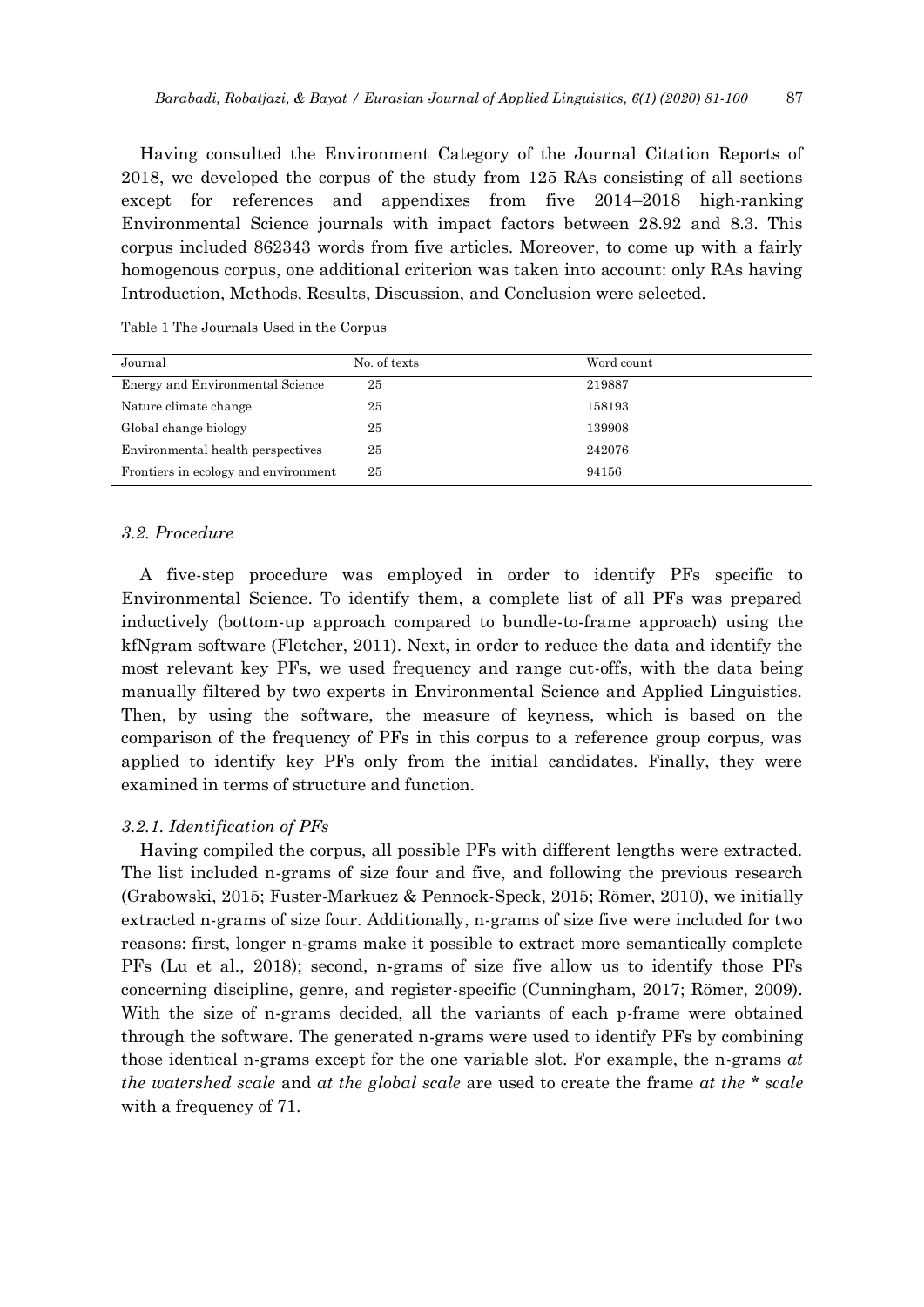Having consulted the Environment Category of the Journal Citation Reports of 2018, we developed the corpus of the study from 125 RAs consisting of all sections except for references and appendixes from five 2014–2018 high-ranking Environmental Science journals with impact factors between 28.92 and 8.3. This corpus included 862343 words from five articles. Moreover, to come up with a fairly homogenous corpus, one additional criterion was taken into account: only RAs having Introduction, Methods, Results, Discussion, and Conclusion were selected.

Table 1 The Journals Used in the Corpus

| Journal | No. of texts | Word count |
|---|---|---|
| Energy and Environmental Science | 25 | 219887 |
| Nature climate change | 25 | 158193 |
| Global change biology | 25 | 139908 |
| Environmental health perspectives | 25 | 242076 |
| Frontiers in ecology and environment | 25 | 94156 |

### *3.2. Procedure*

A five-step procedure was employed in order to identify PFs specific to Environmental Science. To identify them, a complete list of all PFs was prepared inductively (bottom-up approach compared to bundle-to-frame approach) using the kfNgram software (Fletcher, 2011). Next, in order to reduce the data and identify the most relevant key PFs, we used frequency and range cut-offs, with the data being manually filtered by two experts in Environmental Science and Applied Linguistics. Then, by using the software, the measure of keyness, which is based on the comparison of the frequency of PFs in this corpus to a reference group corpus, was applied to identify key PFs only from the initial candidates. Finally, they were examined in terms of structure and function.

#### *3.2.1. Identification of PFs*

Having compiled the corpus, all possible PFs with different lengths were extracted. The list included n-grams of size four and five, and following the previous research (Grabowski, 2015; Fuster-Markuez & Pennock-Speck, 2015; Römer, 2010), we initially extracted n-grams of size four. Additionally, n-grams of size five were included for two reasons: first, longer n-grams make it possible to extract more semantically complete PFs (Lu et al., 2018); second, n-grams of size five allow us to identify those PFs concerning discipline, genre, and register-specific (Cunningham, 2017; Römer, 2009). With the size of n-grams decided, all the variants of each p-frame were obtained through the software. The generated n-grams were used to identify PFs by combining those identical n-grams except for the one variable slot. For example, the n-grams *at the watershed scale* and *at the global scale* are used to create the frame *at the * scale* with a frequency of 71.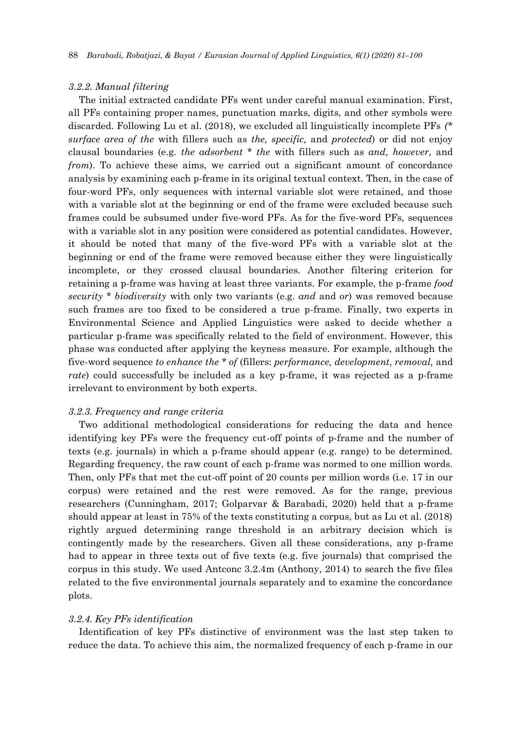### 3.2.2. Manual filtering

The initial extracted candidate PFs went under careful manual examination. First, all PFs containing proper names, punctuation marks, digits, and other symbols were discarded. Following Lu et al. (2018), we excluded all linguistically incomplete PFs *(\* surface area of the* with fillers such as *the, specific,* and *protected*) or did not enjoy clausal boundaries (e.g. *the adsorbent \* the* with fillers such as *and, however,* and *from*). To achieve these aims, we carried out a significant amount of concordance analysis by examining each p-frame in its original textual context. Then, in the case of four-word PFs, only sequences with internal variable slot were retained, and those with a variable slot at the beginning or end of the frame were excluded because such frames could be subsumed under five-word PFs. As for the five-word PFs, sequences with a variable slot in any position were considered as potential candidates. However, it should be noted that many of the five-word PFs with a variable slot at the beginning or end of the frame were removed because either they were linguistically incomplete, or they crossed clausal boundaries. Another filtering criterion for retaining a p-frame was having at least three variants. For example, the p-frame *food security \* biodiversity* with only two variants (e.g. *and* and *or*) was removed because such frames are too fixed to be considered a true p-frame. Finally, two experts in Environmental Science and Applied Linguistics were asked to decide whether a particular p-frame was specifically related to the field of environment. However, this phase was conducted after applying the keyness measure. For example, although the five-word sequence *to enhance the \* of* (fillers: *performance, development, removal,* and *rate*) could successfully be included as a key p-frame, it was rejected as a p-frame irrelevant to environment by both experts.

### 3.2.3. Frequency and range criteria

Two additional methodological considerations for reducing the data and hence identifying key PFs were the frequency cut-off points of p-frame and the number of texts (e.g. journals) in which a p-frame should appear (e.g. range) to be determined. Regarding frequency, the raw count of each p-frame was normed to one million words. Then, only PFs that met the cut-off point of 20 counts per million words (i.e. 17 in our corpus) were retained and the rest were removed. As for the range, previous researchers (Cunningham, 2017; Golparvar & Barabadi, 2020) held that a p-frame should appear at least in 75% of the texts constituting a corpus, but as Lu et al. (2018) rightly argued determining range threshold is an arbitrary decision which is contingently made by the researchers. Given all these considerations, any p-frame had to appear in three texts out of five texts (e.g. five journals) that comprised the corpus in this study. We used Antconc 3.2.4m (Anthony, 2014) to search the five files related to the five environmental journals separately and to examine the concordance plots.

### 3.2.4. Key PFs identification

Identification of key PFs distinctive of environment was the last step taken to reduce the data. To achieve this aim, the normalized frequency of each p-frame in our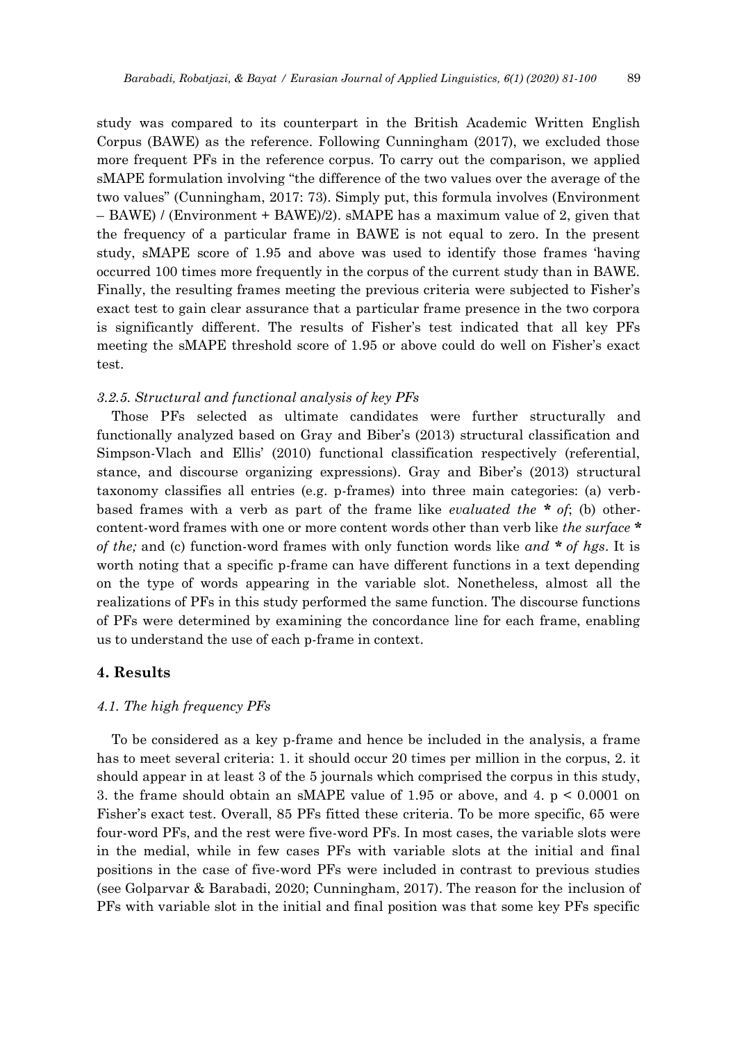study was compared to its counterpart in the British Academic Written English Corpus (BAWE) as the reference. Following Cunningham (2017), we excluded those more frequent PFs in the reference corpus. To carry out the comparison, we applied sMAPE formulation involving "the difference of the two values over the average of the two values" (Cunningham, 2017: 73). Simply put, this formula involves (Environment – BAWE) / (Environment + BAWE)/2). sMAPE has a maximum value of 2, given that the frequency of a particular frame in BAWE is not equal to zero. In the present study, sMAPE score of 1.95 and above was used to identify those frames 'having occurred 100 times more frequently in the corpus of the current study than in BAWE. Finally, the resulting frames meeting the previous criteria were subjected to Fisher's exact test to gain clear assurance that a particular frame presence in the two corpora is significantly different. The results of Fisher's test indicated that all key PFs meeting the sMAPE threshold score of 1.95 or above could do well on Fisher's exact test.

### *3.2.5. Structural and functional analysis of key PFs*

Those PFs selected as ultimate candidates were further structurally and functionally analyzed based on Gray and Biber's (2013) structural classification and Simpson-Vlach and Ellis' (2010) functional classification respectively (referential, stance, and discourse organizing expressions). Gray and Biber's (2013) structural taxonomy classifies all entries (e.g. p-frames) into three main categories: (a) verb-based frames with a verb as part of the frame like *evaluated the * of*; (b) other-content-word frames with one or more content words other than verb like *the surface * of the;* and (c) function-word frames with only function words like *and * of hgs*. It is worth noting that a specific p-frame can have different functions in a text depending on the type of words appearing in the variable slot. Nonetheless, almost all the realizations of PFs in this study performed the same function. The discourse functions of PFs were determined by examining the concordance line for each frame, enabling us to understand the use of each p-frame in context.

## 4. Results

### *4.1. The high frequency PFs*

To be considered as a key p-frame and hence be included in the analysis, a frame has to meet several criteria: 1. it should occur 20 times per million in the corpus, 2. it should appear in at least 3 of the 5 journals which comprised the corpus in this study, 3. the frame should obtain an sMAPE value of 1.95 or above, and 4. $p < 0.0001$ on Fisher's exact test. Overall, 85 PFs fitted these criteria. To be more specific, 65 were four-word PFs, and the rest were five-word PFs. In most cases, the variable slots were in the medial, while in few cases PFs with variable slots at the initial and final positions in the case of five-word PFs were included in contrast to previous studies (see Golparvar & Barabadi, 2020; Cunningham, 2017). The reason for the inclusion of PFs with variable slot in the initial and final position was that some key PFs specific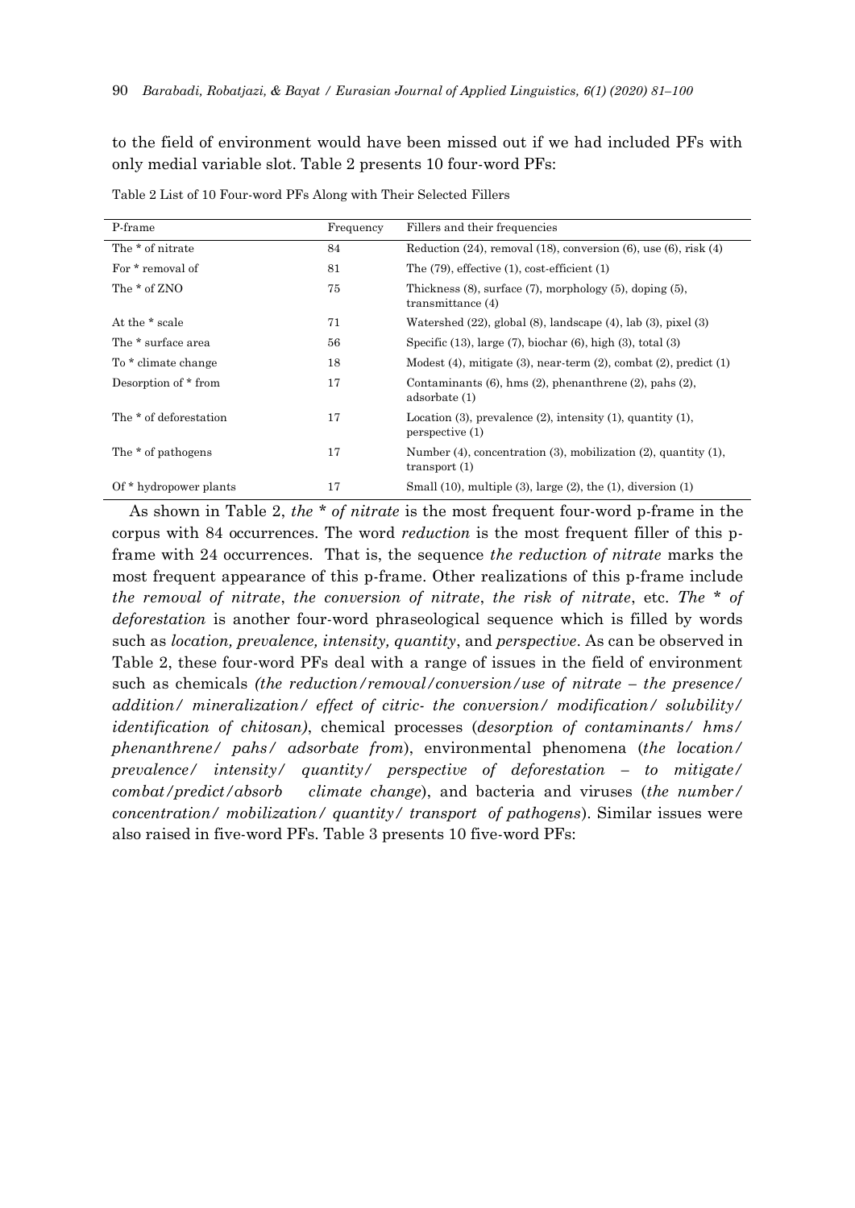to the field of environment would have been missed out if we had included PFs with only medial variable slot. Table 2 presents 10 four-word PFs:

Table 2 List of 10 Four-word PFs Along with Their Selected Fillers

| P-frame | Frequency | Fillers and their frequencies |
|---|---|---|
| The * of nitrate | 84 | Reduction (24), removal (18), conversion (6), use (6), risk (4) |
| For * removal of | 81 | The (79), effective (1), cost-efficient (1) |
| The * of ZNO | 75 | Thickness (8), surface (7), morphology (5), doping (5), transmittance (4) |
| At the * scale | 71 | Watershed (22), global (8), landscape (4), lab (3), pixel (3) |
| The * surface area | 56 | Specific (13), large (7), biochar (6), high (3), total (3) |
| To * climate change | 18 | Modest (4), mitigate (3), near-term (2), combat (2), predict (1) |
| Desorption of * from | 17 | Contaminants (6), hms (2), phenanthrene (2), pahs (2), adsorbate (1) |
| The * of deforestation | 17 | Location (3), prevalence (2), intensity (1), quantity (1), perspective (1) |
| The * of pathogens | 17 | Number (4), concentration (3), mobilization (2), quantity (1), transport (1) |
| Of * hydropower plants | 17 | Small (10), multiple (3), large (2), the (1), diversion (1) |

As shown in Table 2, *the * of nitrate* is the most frequent four-word p-frame in the corpus with 84 occurrences. The word *reduction* is the most frequent filler of this p-frame with 24 occurrences. That is, the sequence *the reduction of nitrate* marks the most frequent appearance of this p-frame. Other realizations of this p-frame include *the removal of nitrate*, *the conversion of nitrate*, *the risk of nitrate*, etc. *The * of deforestation* is another four-word phraseological sequence which is filled by words such as *location, prevalence, intensity, quantity*, and *perspective*. As can be observed in Table 2, these four-word PFs deal with a range of issues in the field of environment such as chemicals *(the reduction/removal/conversion/use of nitrate – the presence/ addition/ mineralization/ effect of citric- the conversion/ modification/ solubility/ identification of chitosan)*, chemical processes (*desorption of contaminants/ hms/ phenanthrene/ pahs/ adsorbate from*), environmental phenomena (*the location/ prevalence/ intensity/ quantity/ perspective of deforestation – to mitigate/ combat/predict/absorb climate change*), and bacteria and viruses (*the number/ concentration/ mobilization/ quantity/ transport of pathogens*). Similar issues were also raised in five-word PFs. Table 3 presents 10 five-word PFs: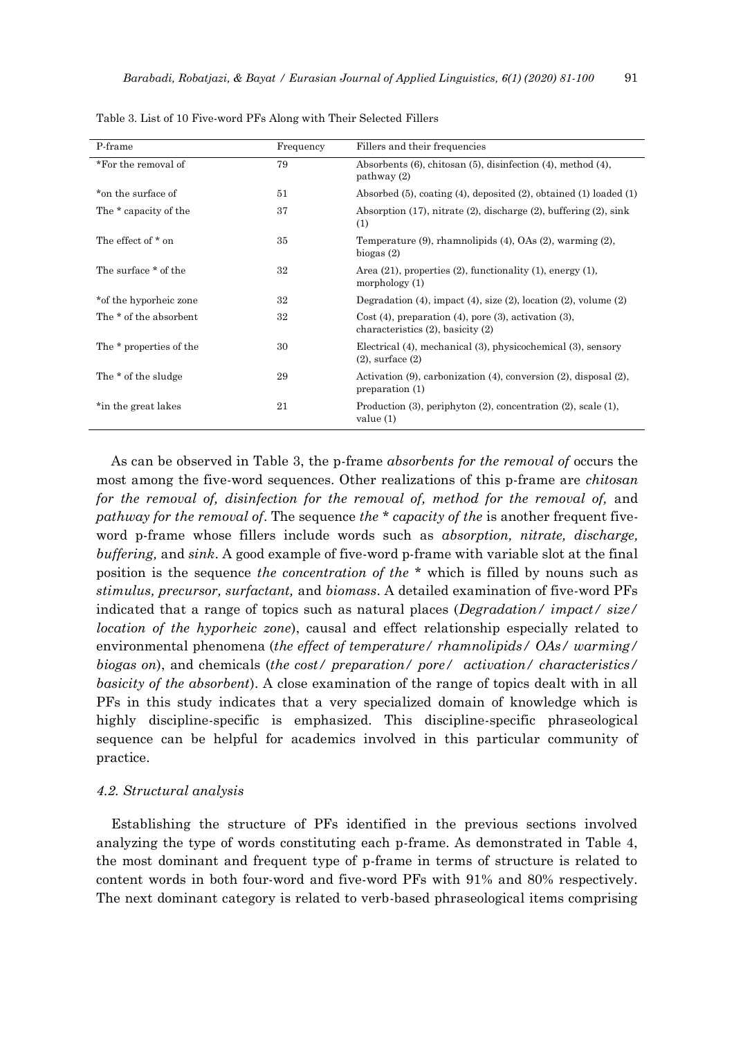Table 3. List of 10 Five-word PFs Along with Their Selected Fillers

| P-frame | Frequency | Fillers and their frequencies |
|---|---|---|
| *For the removal of | 79 | Absorbents (6), chitosan (5), disinfection (4), method (4), pathway (2) |
| *on the surface of | 51 | Absorbed (5), coating (4), deposited (2), obtained (1) loaded (1) |
| The * capacity of the | 37 | Absorption (17), nitrate (2), discharge (2), buffering (2), sink (1) |
| The effect of * on | 35 | Temperature (9), rhamnolipids (4), OAs (2), warming (2), biogas (2) |
| The surface * of the | 32 | Area (21), properties (2), functionality (1), energy (1), morphology (1) |
| *of the hyporheic zone | 32 | Degradation (4), impact (4), size (2), location (2), volume (2) |
| The * of the absorbent | 32 | Cost (4), preparation (4), pore (3), activation (3), characteristics (2), basicity (2) |
| The * properties of the | 30 | Electrical (4), mechanical (3), physicochemical (3), sensory (2), surface (2) |
| The * of the sludge | 29 | Activation (9), carbonization (4), conversion (2), disposal (2), preparation (1) |
| *in the great lakes | 21 | Production (3), periphyton (2), concentration (2), scale (1), value (1) |

As can be observed in Table 3, the p-frame *absorbents for the removal of* occurs the most among the five-word sequences. Other realizations of this p-frame are *chitosan for the removal of, disinfection for the removal of, method for the removal of,* and *pathway for the removal of*. The sequence *the * capacity of the* is another frequent five-word p-frame whose fillers include words such as *absorption, nitrate, discharge, buffering,* and *sink*. A good example of five-word p-frame with variable slot at the final position is the sequence *the concentration of the ** which is filled by nouns such as *stimulus, precursor, surfactant,* and *biomass*. A detailed examination of five-word PFs indicated that a range of topics such as natural places (*Degradation/ impact/ size/ location of the hyporheic zone*), causal and effect relationship especially related to environmental phenomena (*the effect of temperature/ rhamnolipids/ OAs/ warming/ biogas on*), and chemicals (*the cost/ preparation/ pore/ activation/ characteristics/ basicity of the absorbent*). A close examination of the range of topics dealt with in all PFs in this study indicates that a very specialized domain of knowledge which is highly discipline-specific is emphasized. This discipline-specific phraseological sequence can be helpful for academics involved in this particular community of practice.

### *4.2. Structural analysis*

Establishing the structure of PFs identified in the previous sections involved analyzing the type of words constituting each p-frame. As demonstrated in Table 4, the most dominant and frequent type of p-frame in terms of structure is related to content words in both four-word and five-word PFs with 91% and 80% respectively. The next dominant category is related to verb-based phraseological items comprising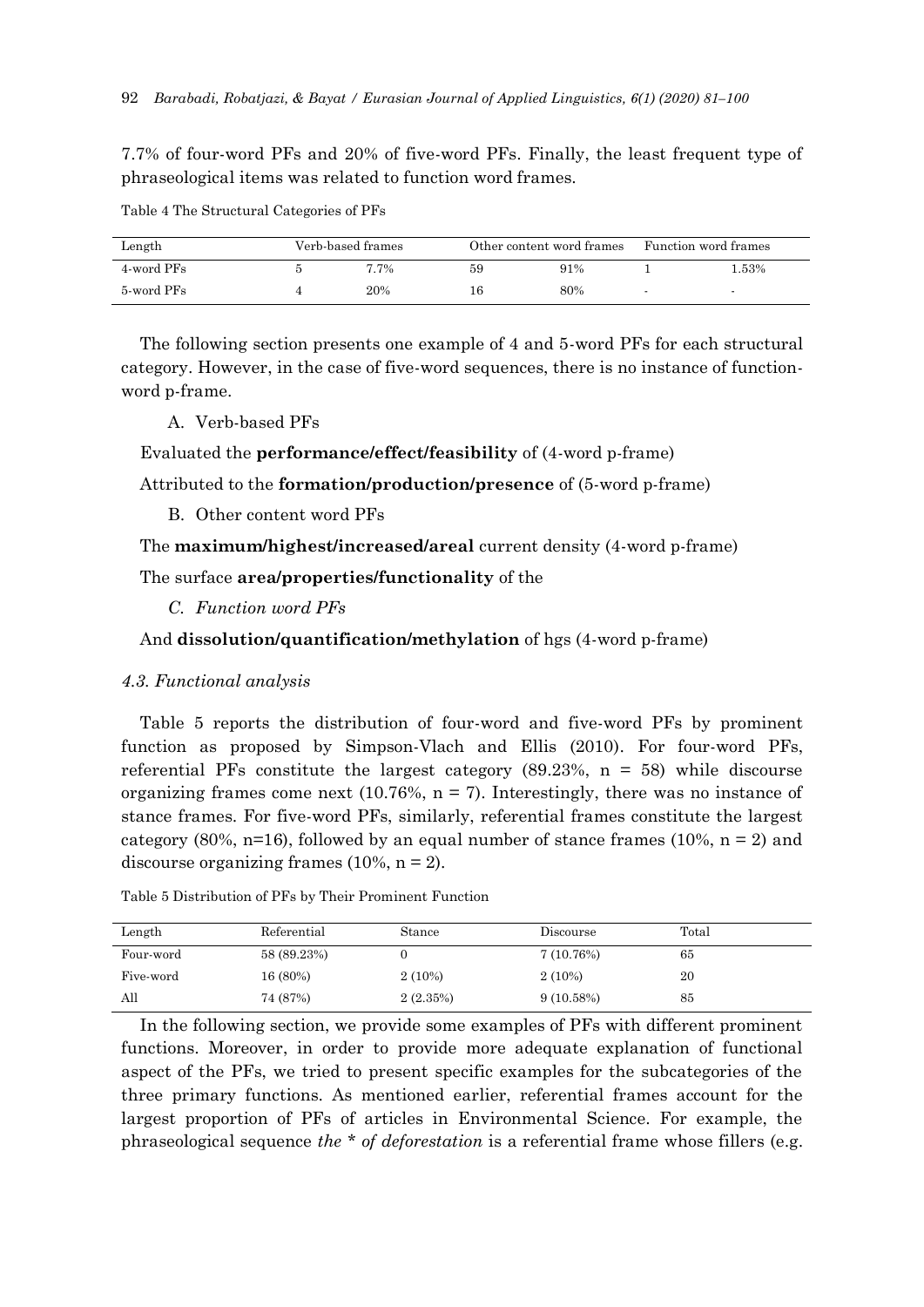7.7% of four-word PFs and 20% of five-word PFs. Finally, the least frequent type of phraseological items was related to function word frames.

Table 4 The Structural Categories of PFs

| Length | Verb-based frames | | Other content word frames | | Function word frames | |
|---|---|---|---|---|---|---|
| 4-word PFs | 5 | 7.7% | 59 | 91% | 1 | 1.53% |
| 5-word PFs | 4 | 20% | 16 | 80% | - | - |

The following section presents one example of 4 and 5-word PFs for each structural category. However, in the case of five-word sequences, there is no instance of function-word p-frame.

A. Verb-based PFs

Evaluated the **performance/effect/feasibility** of (4-word p-frame)

Attributed to the **formation/production/presence** of (5-word p-frame)

B. Other content word PFs

The **maximum/highest/increased/areal** current density (4-word p-frame)

The surface **area/properties/functionality** of the

*C. Function word PFs*

And **dissolution/quantification/methylation** of hgs (4-word p-frame)

### *4.3. Functional analysis*

Table 5 reports the distribution of four-word and five-word PFs by prominent function as proposed by Simpson-Vlach and Ellis (2010). For four-word PFs, referential PFs constitute the largest category (89.23%, n = 58) while discourse organizing frames come next (10.76%, n = 7). Interestingly, there was no instance of stance frames. For five-word PFs, similarly, referential frames constitute the largest category (80%, n=16), followed by an equal number of stance frames (10%, n = 2) and discourse organizing frames (10%, n = 2).

Table 5 Distribution of PFs by Their Prominent Function

| Length | Referential | Stance | Discourse | Total |
|---|---|---|---|---|
| Four-word | 58 (89.23%) | 0 | 7 (10.76%) | 65 |
| Five-word | 16 (80%) | 2 (10%) | 2 (10%) | 20 |
| All | 74 (87%) | 2 (2.35%) | 9 (10.58%) | 85 |

In the following section, we provide some examples of PFs with different prominent functions. Moreover, in order to provide more adequate explanation of functional aspect of the PFs, we tried to present specific examples for the subcategories of the three primary functions. As mentioned earlier, referential frames account for the largest proportion of PFs of articles in Environmental Science. For example, the phraseological sequence *the * of deforestation* is a referential frame whose fillers (e.g.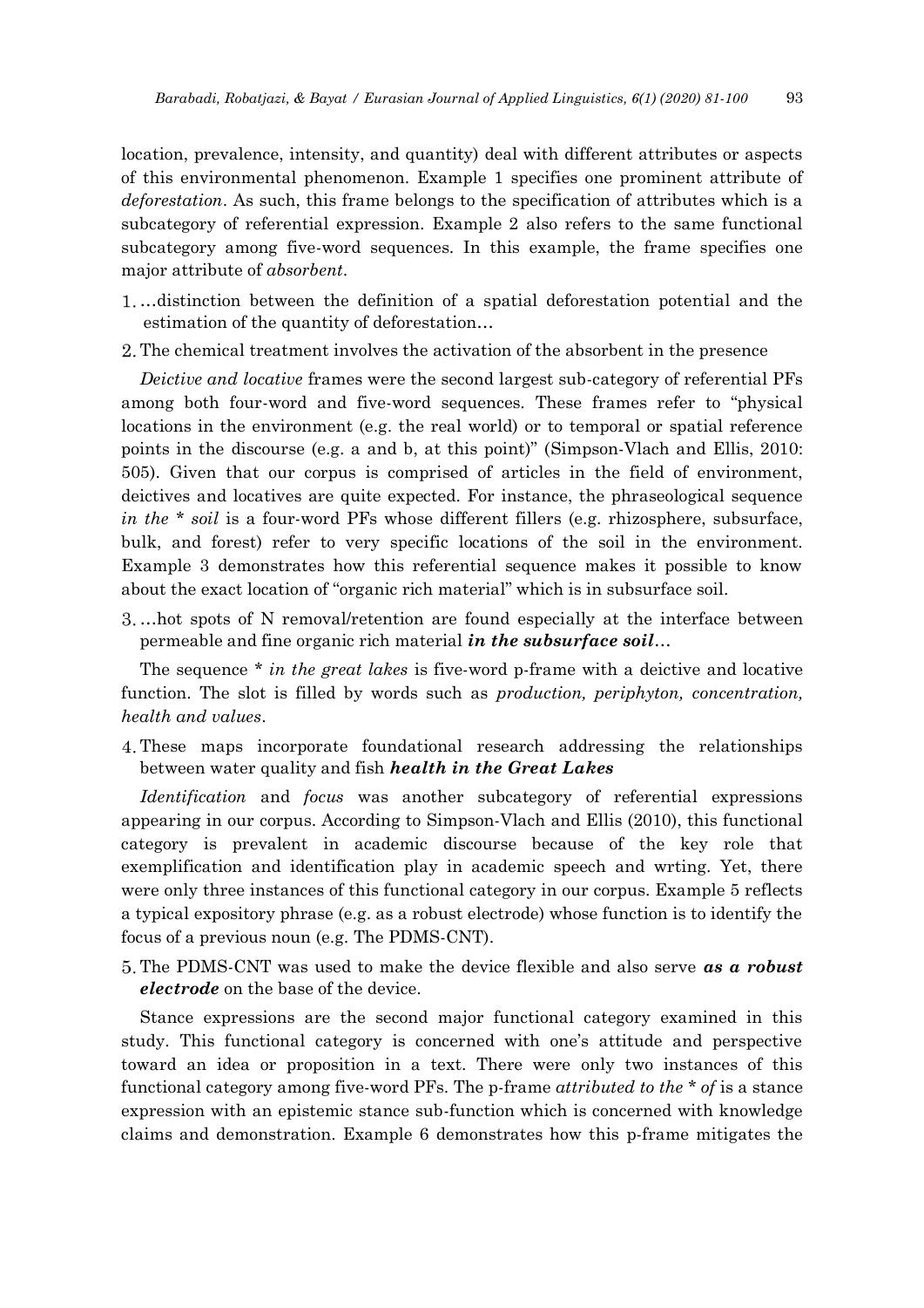location, prevalence, intensity, and quantity) deal with different attributes or aspects of this environmental phenomenon. Example 1 specifies one prominent attribute of *deforestation*. As such, this frame belongs to the specification of attributes which is a subcategory of referential expression. Example 2 also refers to the same functional subcategory among five-word sequences. In this example, the frame specifies one major attribute of *absorbent*.

1. …distinction between the definition of a spatial deforestation potential and the estimation of the quantity of deforestation…
2. The chemical treatment involves the activation of the absorbent in the presence

*Deictive and locative* frames were the second largest sub-category of referential PFs among both four-word and five-word sequences. These frames refer to "physical locations in the environment (e.g. the real world) or to temporal or spatial reference points in the discourse (e.g. a and b, at this point)" (Simpson-Vlach and Ellis, 2010: 505). Given that our corpus is comprised of articles in the field of environment, deictives and locatives are quite expected. For instance, the phraseological sequence *in the * soil* is a four-word PFs whose different fillers (e.g. rhizosphere, subsurface, bulk, and forest) refer to very specific locations of the soil in the environment. Example 3 demonstrates how this referential sequence makes it possible to know about the exact location of "organic rich material" which is in subsurface soil.

3. …hot spots of N removal/retention are found especially at the interface between permeable and fine organic rich material ***in the subsurface soil***…

The sequence * *in the great lakes* is five-word p-frame with a deictive and locative function. The slot is filled by words such as *production, periphyton, concentration, health and values*.

4. These maps incorporate foundational research addressing the relationships between water quality and fish ***health in the Great Lakes***

*Identification* and *focus* was another subcategory of referential expressions appearing in our corpus. According to Simpson-Vlach and Ellis (2010), this functional category is prevalent in academic discourse because of the key role that exemplification and identification play in academic speech and wrting. Yet, there were only three instances of this functional category in our corpus. Example 5 reflects a typical expository phrase (e.g. as a robust electrode) whose function is to identify the focus of a previous noun (e.g. The PDMS-CNT).

5. The PDMS-CNT was used to make the device flexible and also serve ***as a robust electrode*** on the base of the device.

Stance expressions are the second major functional category examined in this study. This functional category is concerned with one's attitude and perspective toward an idea or proposition in a text. There were only two instances of this functional category among five-word PFs. The p-frame *attributed to the * of* is a stance expression with an epistemic stance sub-function which is concerned with knowledge claims and demonstration. Example 6 demonstrates how this p-frame mitigates the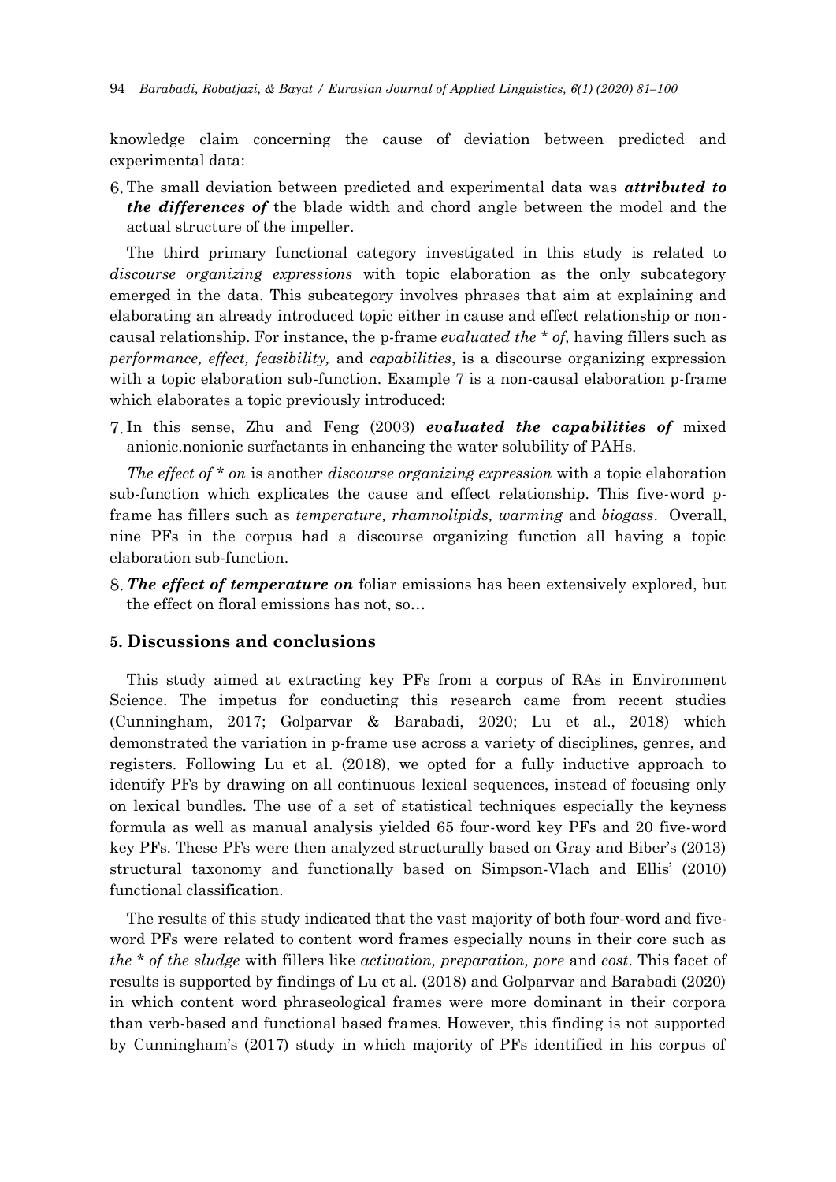knowledge claim concerning the cause of deviation between predicted and experimental data:

6. The small deviation between predicted and experimental data was ***attributed to the differences of*** the blade width and chord angle between the model and the actual structure of the impeller.

The third primary functional category investigated in this study is related to *discourse organizing expressions* with topic elaboration as the only subcategory emerged in the data. This subcategory involves phrases that aim at explaining and elaborating an already introduced topic either in cause and effect relationship or non-causal relationship. For instance, the p-frame *evaluated the * of,* having fillers such as *performance, effect, feasibility,* and *capabilities*, is a discourse organizing expression with a topic elaboration sub-function. Example 7 is a non-causal elaboration p-frame which elaborates a topic previously introduced:

7. In this sense, Zhu and Feng (2003) ***evaluated the capabilities of*** mixed anionic.nonionic surfactants in enhancing the water solubility of PAHs.

*The effect of * on* is another *discourse organizing expression* with a topic elaboration sub-function which explicates the cause and effect relationship. This five-word p-frame has fillers such as *temperature, rhamnolipids, warming* and *biogass*. Overall, nine PFs in the corpus had a discourse organizing function all having a topic elaboration sub-function.

8. ***The effect of temperature on*** foliar emissions has been extensively explored, but the effect on floral emissions has not, so…

## 5. Discussions and conclusions

This study aimed at extracting key PFs from a corpus of RAs in Environment Science. The impetus for conducting this research came from recent studies (Cunningham, 2017; Golparvar & Barabadi, 2020; Lu et al., 2018) which demonstrated the variation in p-frame use across a variety of disciplines, genres, and registers. Following Lu et al. (2018), we opted for a fully inductive approach to identify PFs by drawing on all continuous lexical sequences, instead of focusing only on lexical bundles. The use of a set of statistical techniques especially the keyness formula as well as manual analysis yielded 65 four-word key PFs and 20 five-word key PFs. These PFs were then analyzed structurally based on Gray and Biber's (2013) structural taxonomy and functionally based on Simpson-Vlach and Ellis' (2010) functional classification.

The results of this study indicated that the vast majority of both four-word and five-word PFs were related to content word frames especially nouns in their core such as *the * of the sludge* with fillers like *activation, preparation, pore* and *cost*. This facet of results is supported by findings of Lu et al. (2018) and Golparvar and Barabadi (2020) in which content word phraseological frames were more dominant in their corpora than verb-based and functional based frames. However, this finding is not supported by Cunningham's (2017) study in which majority of PFs identified in his corpus of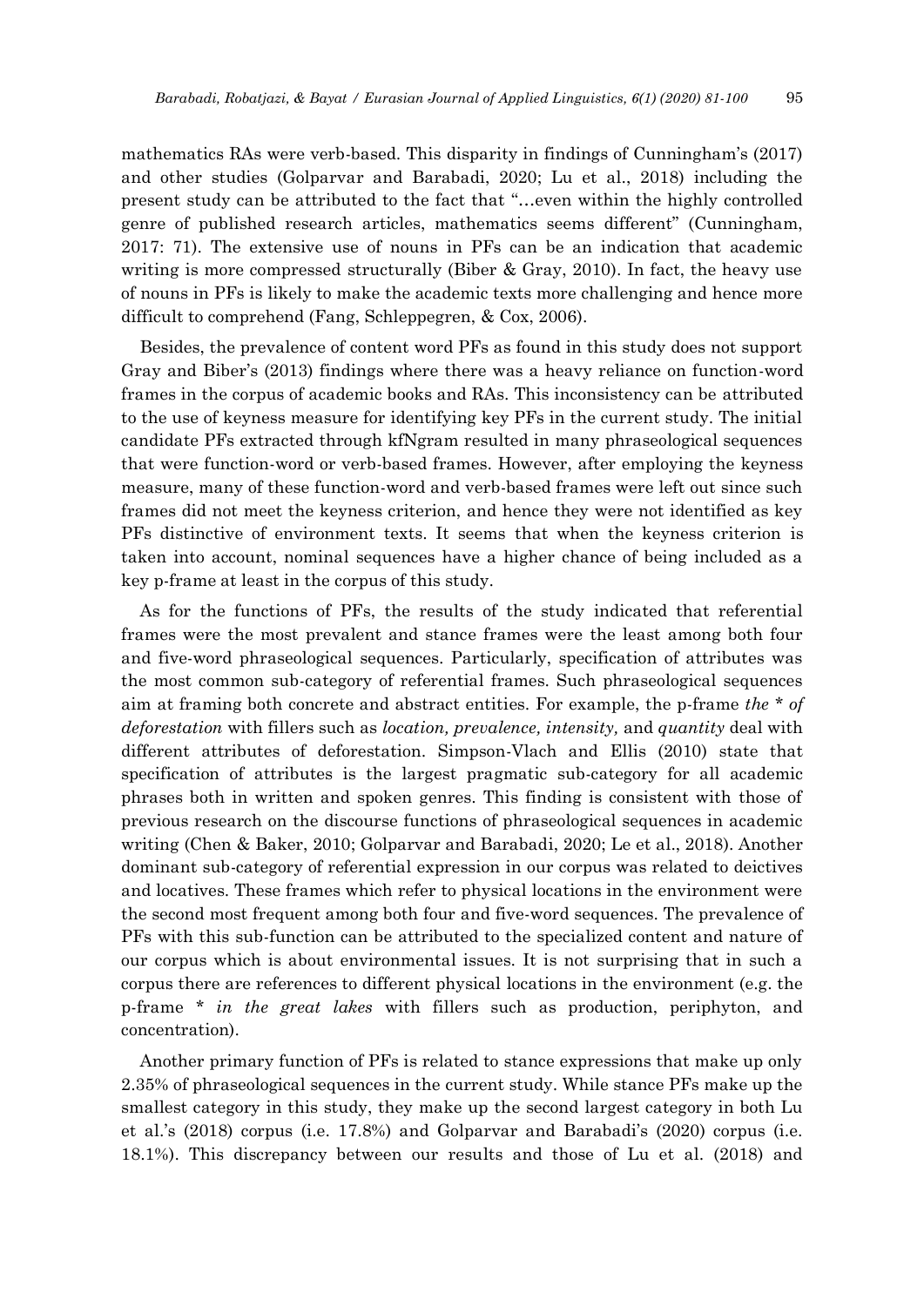mathematics RAs were verb-based. This disparity in findings of Cunningham's (2017) and other studies (Golparvar and Barabadi, 2020; Lu et al., 2018) including the present study can be attributed to the fact that "…even within the highly controlled genre of published research articles, mathematics seems different" (Cunningham, 2017: 71). The extensive use of nouns in PFs can be an indication that academic writing is more compressed structurally (Biber & Gray, 2010). In fact, the heavy use of nouns in PFs is likely to make the academic texts more challenging and hence more difficult to comprehend (Fang, Schleppegren, & Cox, 2006).

Besides, the prevalence of content word PFs as found in this study does not support Gray and Biber's (2013) findings where there was a heavy reliance on function-word frames in the corpus of academic books and RAs. This inconsistency can be attributed to the use of keyness measure for identifying key PFs in the current study. The initial candidate PFs extracted through kfNgram resulted in many phraseological sequences that were function-word or verb-based frames. However, after employing the keyness measure, many of these function-word and verb-based frames were left out since such frames did not meet the keyness criterion, and hence they were not identified as key PFs distinctive of environment texts. It seems that when the keyness criterion is taken into account, nominal sequences have a higher chance of being included as a key p-frame at least in the corpus of this study.

As for the functions of PFs, the results of the study indicated that referential frames were the most prevalent and stance frames were the least among both four and five-word phraseological sequences. Particularly, specification of attributes was the most common sub-category of referential frames. Such phraseological sequences aim at framing both concrete and abstract entities. For example, the p-frame *the * of deforestation* with fillers such as *location, prevalence, intensity,* and *quantity* deal with different attributes of deforestation. Simpson-Vlach and Ellis (2010) state that specification of attributes is the largest pragmatic sub-category for all academic phrases both in written and spoken genres. This finding is consistent with those of previous research on the discourse functions of phraseological sequences in academic writing (Chen & Baker, 2010; Golparvar and Barabadi, 2020; Le et al., 2018). Another dominant sub-category of referential expression in our corpus was related to deictives and locatives. These frames which refer to physical locations in the environment were the second most frequent among both four and five-word sequences. The prevalence of PFs with this sub-function can be attributed to the specialized content and nature of our corpus which is about environmental issues. It is not surprising that in such a corpus there are references to different physical locations in the environment (e.g. the p-frame *\* in the great lakes* with fillers such as production, periphyton, and concentration).

Another primary function of PFs is related to stance expressions that make up only 2.35% of phraseological sequences in the current study. While stance PFs make up the smallest category in this study, they make up the second largest category in both Lu et al.'s (2018) corpus (i.e. 17.8%) and Golparvar and Barabadi's (2020) corpus (i.e. 18.1%). This discrepancy between our results and those of Lu et al. (2018) and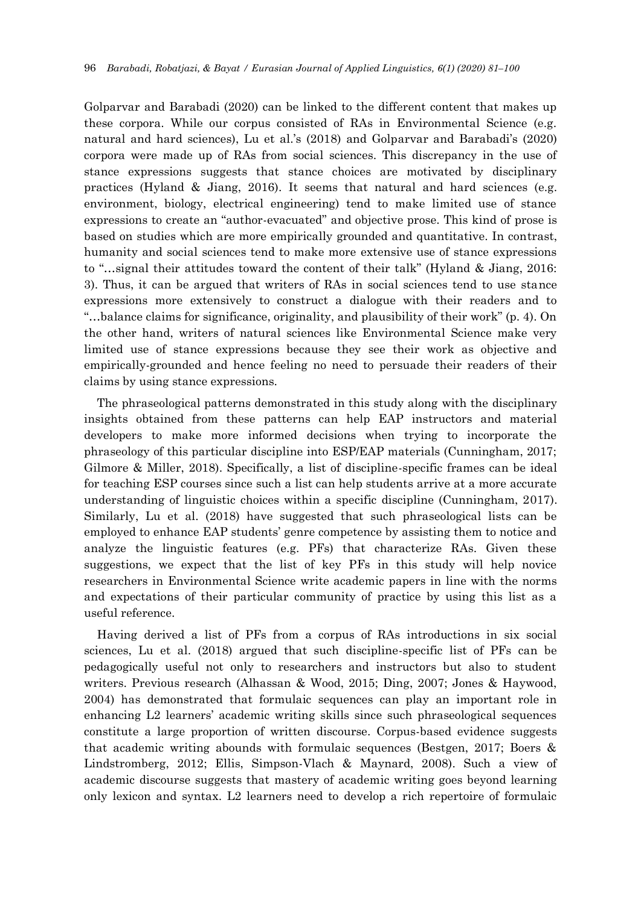Golparvar and Barabadi (2020) can be linked to the different content that makes up these corpora. While our corpus consisted of RAs in Environmental Science (e.g. natural and hard sciences), Lu et al.'s (2018) and Golparvar and Barabadi's (2020) corpora were made up of RAs from social sciences. This discrepancy in the use of stance expressions suggests that stance choices are motivated by disciplinary practices (Hyland & Jiang, 2016). It seems that natural and hard sciences (e.g. environment, biology, electrical engineering) tend to make limited use of stance expressions to create an "author-evacuated" and objective prose. This kind of prose is based on studies which are more empirically grounded and quantitative. In contrast, humanity and social sciences tend to make more extensive use of stance expressions to "…signal their attitudes toward the content of their talk" (Hyland & Jiang, 2016: 3). Thus, it can be argued that writers of RAs in social sciences tend to use stance expressions more extensively to construct a dialogue with their readers and to "…balance claims for significance, originality, and plausibility of their work" (p. 4). On the other hand, writers of natural sciences like Environmental Science make very limited use of stance expressions because they see their work as objective and empirically-grounded and hence feeling no need to persuade their readers of their claims by using stance expressions.

The phraseological patterns demonstrated in this study along with the disciplinary insights obtained from these patterns can help EAP instructors and material developers to make more informed decisions when trying to incorporate the phraseology of this particular discipline into ESP/EAP materials (Cunningham, 2017; Gilmore & Miller, 2018). Specifically, a list of discipline-specific frames can be ideal for teaching ESP courses since such a list can help students arrive at a more accurate understanding of linguistic choices within a specific discipline (Cunningham, 2017). Similarly, Lu et al. (2018) have suggested that such phraseological lists can be employed to enhance EAP students' genre competence by assisting them to notice and analyze the linguistic features (e.g. PFs) that characterize RAs. Given these suggestions, we expect that the list of key PFs in this study will help novice researchers in Environmental Science write academic papers in line with the norms and expectations of their particular community of practice by using this list as a useful reference.

Having derived a list of PFs from a corpus of RAs introductions in six social sciences, Lu et al. (2018) argued that such discipline-specific list of PFs can be pedagogically useful not only to researchers and instructors but also to student writers. Previous research (Alhassan & Wood, 2015; Ding, 2007; Jones & Haywood, 2004) has demonstrated that formulaic sequences can play an important role in enhancing L2 learners' academic writing skills since such phraseological sequences constitute a large proportion of written discourse. Corpus-based evidence suggests that academic writing abounds with formulaic sequences (Bestgen, 2017; Boers & Lindstromberg, 2012; Ellis, Simpson-Vlach & Maynard, 2008). Such a view of academic discourse suggests that mastery of academic writing goes beyond learning only lexicon and syntax. L2 learners need to develop a rich repertoire of formulaic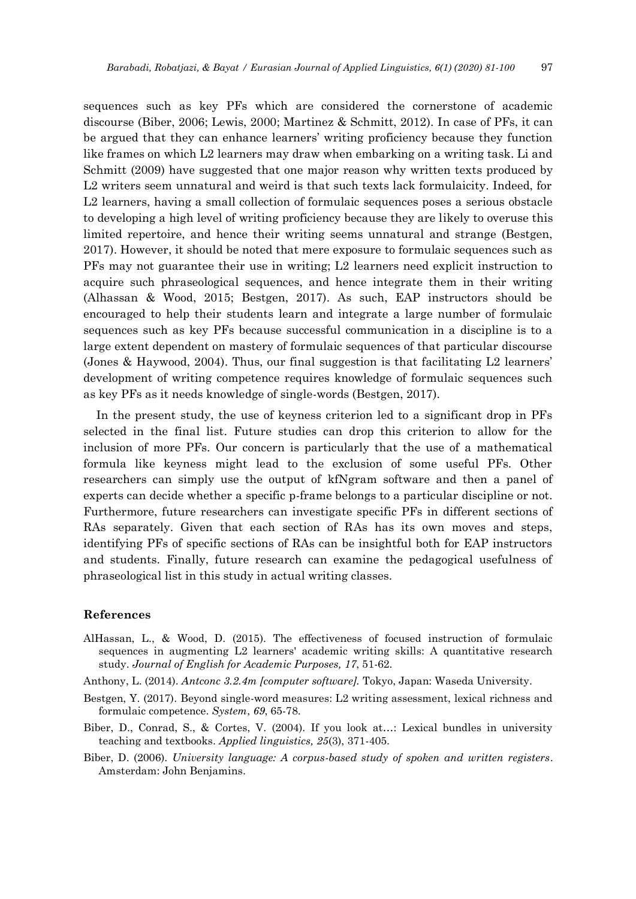sequences such as key PFs which are considered the cornerstone of academic discourse (Biber, 2006; Lewis, 2000; Martinez & Schmitt, 2012). In case of PFs, it can be argued that they can enhance learners' writing proficiency because they function like frames on which L2 learners may draw when embarking on a writing task. Li and Schmitt (2009) have suggested that one major reason why written texts produced by L2 writers seem unnatural and weird is that such texts lack formulaicity. Indeed, for L2 learners, having a small collection of formulaic sequences poses a serious obstacle to developing a high level of writing proficiency because they are likely to overuse this limited repertoire, and hence their writing seems unnatural and strange (Bestgen, 2017). However, it should be noted that mere exposure to formulaic sequences such as PFs may not guarantee their use in writing; L2 learners need explicit instruction to acquire such phraseological sequences, and hence integrate them in their writing (Alhassan & Wood, 2015; Bestgen, 2017). As such, EAP instructors should be encouraged to help their students learn and integrate a large number of formulaic sequences such as key PFs because successful communication in a discipline is to a large extent dependent on mastery of formulaic sequences of that particular discourse (Jones & Haywood, 2004). Thus, our final suggestion is that facilitating L2 learners' development of writing competence requires knowledge of formulaic sequences such as key PFs as it needs knowledge of single-words (Bestgen, 2017).

In the present study, the use of keyness criterion led to a significant drop in PFs selected in the final list. Future studies can drop this criterion to allow for the inclusion of more PFs. Our concern is particularly that the use of a mathematical formula like keyness might lead to the exclusion of some useful PFs. Other researchers can simply use the output of kfNgram software and then a panel of experts can decide whether a specific p-frame belongs to a particular discipline or not. Furthermore, future researchers can investigate specific PFs in different sections of RAs separately. Given that each section of RAs has its own moves and steps, identifying PFs of specific sections of RAs can be insightful both for EAP instructors and students. Finally, future research can examine the pedagogical usefulness of phraseological list in this study in actual writing classes.

## References

AlHassan, L., & Wood, D. (2015). The effectiveness of focused instruction of formulaic sequences in augmenting L2 learners' academic writing skills: A quantitative research study. *Journal of English for Academic Purposes, 17*, 51-62.

Anthony, L. (2014). *Antconc 3.2.4m [computer software]*. Tokyo, Japan: Waseda University.

Bestgen, Y. (2017). Beyond single-word measures: L2 writing assessment, lexical richness and formulaic competence. *System*, *69*, 65-78.

Biber, D., Conrad, S., & Cortes, V. (2004). If you look at…: Lexical bundles in university teaching and textbooks. *Applied linguistics, 25*(3), 371-405.

Biber, D. (2006). *University language: A corpus-based study of spoken and written registers*. Amsterdam: John Benjamins.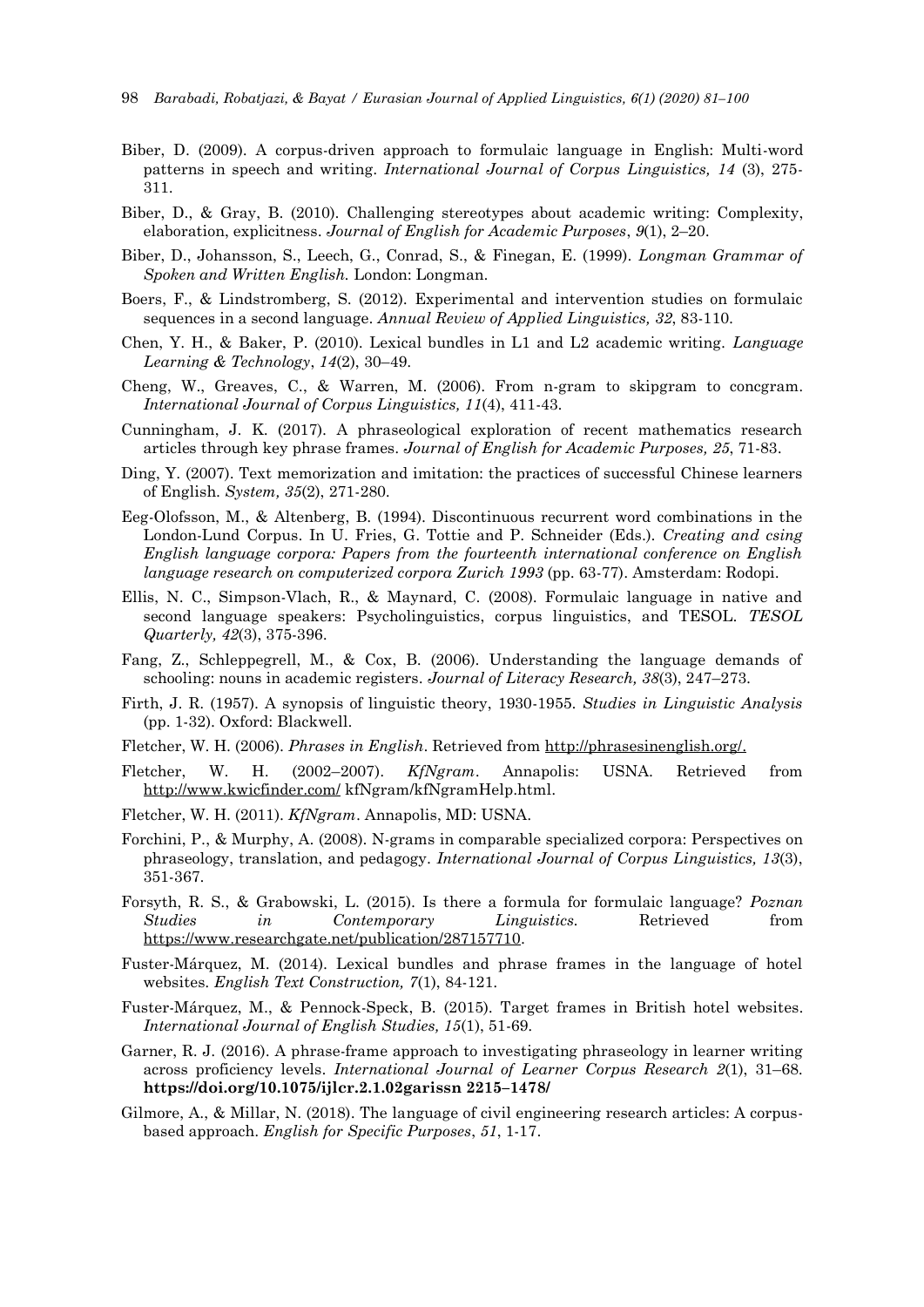Biber, D. (2009). A corpus-driven approach to formulaic language in English: Multi-word patterns in speech and writing. *International Journal of Corpus Linguistics, 14* (3), 275-311.

Biber, D., & Gray, B. (2010). Challenging stereotypes about academic writing: Complexity, elaboration, explicitness. *Journal of English for Academic Purposes*, *9*(1), 2–20.

Biber, D., Johansson, S., Leech, G., Conrad, S., & Finegan, E. (1999). *Longman Grammar of Spoken and Written English.* London: Longman.

Boers, F., & Lindstromberg, S. (2012). Experimental and intervention studies on formulaic sequences in a second language. *Annual Review of Applied Linguistics, 32*, 83-110.

Chen, Y. H., & Baker, P. (2010). Lexical bundles in L1 and L2 academic writing. *Language Learning & Technology*, *14*(2), 30–49.

Cheng, W., Greaves, C., & Warren, M. (2006). From n-gram to skipgram to concgram. *International Journal of Corpus Linguistics, 11*(4), 411-43.

Cunningham, J. K. (2017). A phraseological exploration of recent mathematics research articles through key phrase frames. *Journal of English for Academic Purposes, 25*, 71-83.

Ding, Y. (2007). Text memorization and imitation: the practices of successful Chinese learners of English. *System, 35*(2), 271-280.

Eeg-Olofsson, M., & Altenberg, B. (1994). Discontinuous recurrent word combinations in the London-Lund Corpus. In U. Fries, G. Tottie and P. Schneider (Eds.). *Creating and csing English language corpora: Papers from the fourteenth international conference on English language research on computerized corpora Zurich 1993* (pp. 63-77). Amsterdam: Rodopi.

Ellis, N. C., Simpson-Vlach, R., & Maynard, C. (2008). Formulaic language in native and second language speakers: Psycholinguistics, corpus linguistics, and TESOL. *TESOL Quarterly, 42*(3), 375-396.

Fang, Z., Schleppegrell, M., & Cox, B. (2006). Understanding the language demands of schooling: nouns in academic registers. *Journal of Literacy Research, 38*(3), 247–273.

Firth, J. R. (1957). A synopsis of linguistic theory, 1930-1955. *Studies in Linguistic Analysis* (pp. 1-32). Oxford: Blackwell.

Fletcher, W. H. (2006). *Phrases in English*. Retrieved from http://phrasesinenglish.org/.

Fletcher, W. H. (2002–2007). *KfNgram*. Annapolis: USNA. Retrieved from http://www.kwicfinder.com/ kfNgram/kfNgramHelp.html.

Fletcher, W. H. (2011). *KfNgram*. Annapolis, MD: USNA.

Forchini, P., & Murphy, A. (2008). N-grams in comparable specialized corpora: Perspectives on phraseology, translation, and pedagogy. *International Journal of Corpus Linguistics, 13*(3), 351-367.

Forsyth, R. S., & Grabowski, L. (2015). Is there a formula for formulaic language? *Poznan Studies in Contemporary Linguistics.* Retrieved from https://www.researchgate.net/publication/287157710.

Fuster-Márquez, M. (2014). Lexical bundles and phrase frames in the language of hotel websites. *English Text Construction, 7*(1), 84-121.

Fuster-Márquez, M., & Pennock-Speck, B. (2015). Target frames in British hotel websites. *International Journal of English Studies, 15*(1), 51-69.

Garner, R. J. (2016). A phrase-frame approach to investigating phraseology in learner writing across proficiency levels. *International Journal of Learner Corpus Research 2*(1), 31–68. **https://doi.org/10.1075/ijlcr.2.1.02garissn 2215–1478/**

Gilmore, A., & Millar, N. (2018). The language of civil engineering research articles: A corpus-based approach. *English for Specific Purposes*, *51*, 1-17.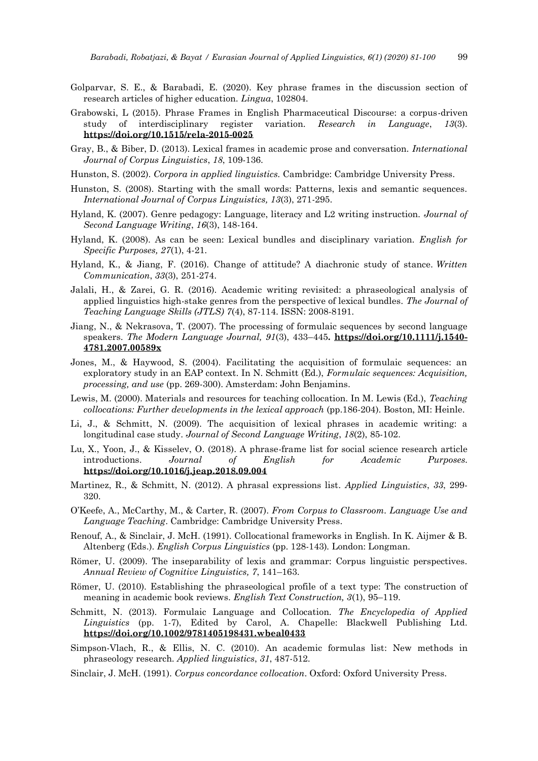Golparvar, S. E., & Barabadi, E. (2020). Key phrase frames in the discussion section of research articles of higher education. *Lingua*, 102804.

Grabowski, L (2015). Phrase Frames in English Pharmaceutical Discourse: a corpus-driven study of interdisciplinary register variation. *Research in Language*, *13*(3). **https://doi.org/10.1515/rela-2015-0025**

Gray, B., & Biber, D. (2013). Lexical frames in academic prose and conversation. *International Journal of Corpus Linguistics*, *18*, 109-136.

Hunston, S. (2002). *Corpora in applied linguistics.* Cambridge: Cambridge University Press.

Hunston, S. (2008). Starting with the small words: Patterns, lexis and semantic sequences. *International Journal of Corpus Linguistics, 13*(3), 271-295.

Hyland, K. (2007). Genre pedagogy: Language, literacy and L2 writing instruction. *Journal of Second Language Writing*, *16*(3), 148-164.

Hyland, K. (2008). As can be seen: Lexical bundles and disciplinary variation. *English for Specific Purposes, 27*(1), 4-21.

Hyland, K., & Jiang, F. (2016). Change of attitude? A diachronic study of stance. *Written Communication*, *33*(3), 251-274.

Jalali, H., & Zarei, G. R. (2016). Academic writing revisited: a phraseological analysis of applied linguistics high-stake genres from the perspective of lexical bundles. *The Journal of Teaching Language Skills (JTLS) 7*(4), 87-114. ISSN: 2008-8191.

Jiang, N., & Nekrasova, T. (2007). The processing of formulaic sequences by second language speakers. *The Modern Language Journal, 91*(3), 433–445**. https://doi.org/10.1111/j.1540-4781.2007.00589x**

Jones, M., & Haywood, S. (2004). Facilitating the acquisition of formulaic sequences: an exploratory study in an EAP context. In N. Schmitt (Ed.), *Formulaic sequences: Acquisition, processing, and use* (pp. 269-300). Amsterdam: John Benjamins.

Lewis, M. (2000). Materials and resources for teaching collocation. In M. Lewis (Ed.), *Teaching collocations: Further developments in the lexical approach* (pp.186-204). Boston, MI: Heinle.

Li, J., & Schmitt, N. (2009). The acquisition of lexical phrases in academic writing: a longitudinal case study. *Journal of Second Language Writing*, *18*(2), 85-102.

Lu, X., Yoon, J., & Kisselev, O. (2018). A phrase-frame list for social science research article introductions. *Journal of English for Academic Purposes.* **https://doi.org/10.1016/j.jeap.2018.09.004**

Martinez, R., & Schmitt, N. (2012). A phrasal expressions list. *Applied Linguistics*, *33*, 299-320.

O'Keefe, A., McCarthy, M., & Carter, R. (2007). *From Corpus to Classroom*. *Language Use and Language Teaching*. Cambridge: Cambridge University Press.

Renouf, A., & Sinclair, J. McH. (1991). Collocational frameworks in English. In K. Aijmer & B. Altenberg (Eds.). *English Corpus Linguistics* (pp. 128-143). London: Longman.

Römer, U. (2009). The inseparability of lexis and grammar: Corpus linguistic perspectives. *Annual Review of Cognitive Linguistics, 7*, 141–163.

Römer, U. (2010). Establishing the phraseological profile of a text type: The construction of meaning in academic book reviews. *English Text Construction, 3*(1), 95–119.

Schmitt, N. (2013). Formulaic Language and Collocation. *The Encyclopedia of Applied Linguistics* (pp. 1-7), Edited by Carol, A. Chapelle: Blackwell Publishing Ltd. **https://doi.org/10.1002/9781405198431.wbeal0433**

Simpson-Vlach, R., & Ellis, N. C. (2010). An academic formulas list: New methods in phraseology research. *Applied linguistics*, *31*, 487-512.

Sinclair, J. McH. (1991). *Corpus concordance collocation*. Oxford: Oxford University Press.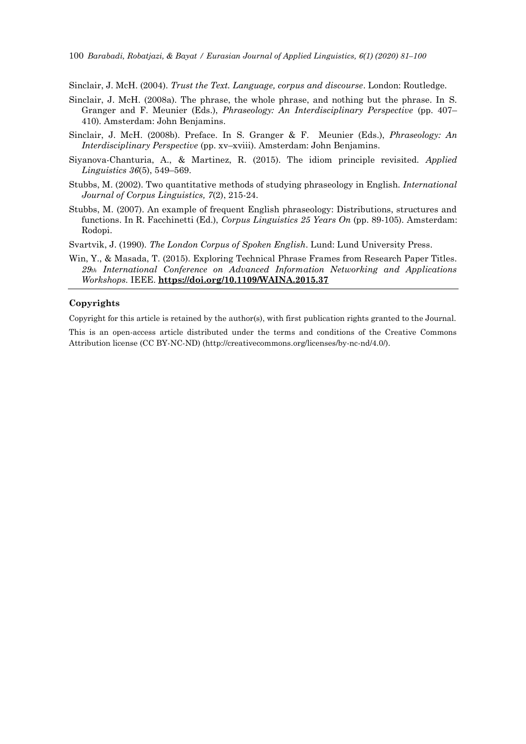Sinclair, J. McH. (2004). *Trust the Text. Language, corpus and discourse*. London: Routledge.

Sinclair, J. McH. (2008a). The phrase, the whole phrase, and nothing but the phrase. In S. Granger and F. Meunier (Eds.), *Phraseology: An Interdisciplinary Perspective* (pp. 407–410). Amsterdam: John Benjamins.

Sinclair, J. McH. (2008b). Preface. In S. Granger & F. Meunier (Eds.), *Phraseology: An Interdisciplinary Perspective* (pp. xv–xviii). Amsterdam: John Benjamins.

Siyanova-Chanturia, A., & Martinez, R. (2015). The idiom principle revisited. *Applied Linguistics 36*(5), 549–569.

Stubbs, M. (2002). Two quantitative methods of studying phraseology in English. *International Journal of Corpus Linguistics, 7*(2), 215-24.

Stubbs, M. (2007). An example of frequent English phraseology: Distributions, structures and functions. In R. Facchinetti (Ed.), *Corpus Linguistics 25 Years On* (pp. 89-105). Amsterdam: Rodopi.

Svartvik, J. (1990). *The London Corpus of Spoken English*. Lund: Lund University Press.

Win, Y., & Masada, T. (2015). Exploring Technical Phrase Frames from Research Paper Titles. *29th International Conference on Advanced Information Networking and Applications Workshops*. IEEE. **https://doi.org/10.1109/WAINA.2015.37**

### Copyrights

Copyright for this article is retained by the author(s), with first publication rights granted to the Journal.

This is an open-access article distributed under the terms and conditions of the Creative Commons Attribution license (CC BY-NC-ND) (http://creativecommons.org/licenses/by-nc-nd/4.0/).